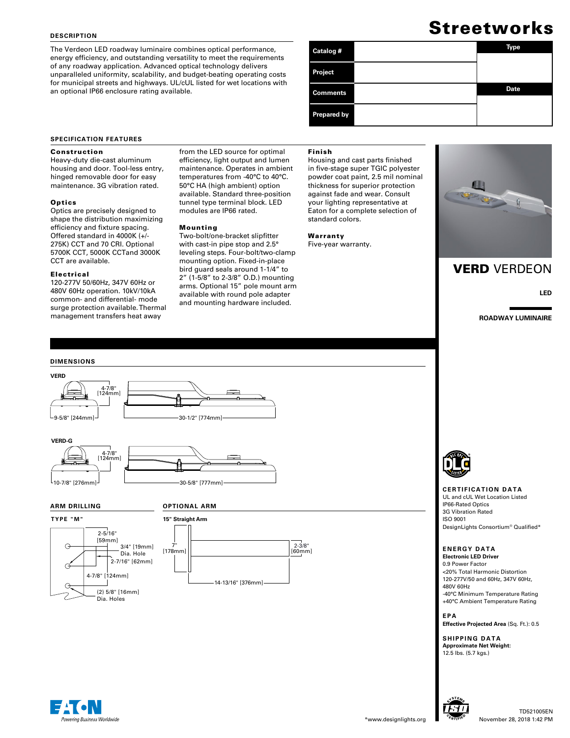# Streetworks

## DESCRIPTION

The Verdeon LED roadway luminaire combines optical performance, energy efficiency, and outstanding versatility to meet the requirements of any roadway application. Advanced optical technology delivers unparalleled uniformity, scalability, and budget-beating operating costs for municipal streets and highways. UL/cUL listed for wet locations with an optional IP66 enclosure rating available.

| Catalog # | | Type |
|---|---|---|
| Project | | |
| Comments | | Date |
| Prepared by | | |

## SPECIFICATION FEATURES

### Construction

Heavy-duty die-cast aluminum housing and door. Tool-less entry, hinged removable door for easy maintenance. 3G vibration rated.

### Optics

Optics are precisely designed to shape the distribution maximizing efficiency and fixture spacing. Offered standard in 4000K (+/-275K) CCT and 70 CRI. Optional 5700K CCT, 5000K CCTand 3000K CCT are available.

### Electrical

120-277V 50/60Hz, 347V 60Hz or 480V 60Hz operation. 10kV/10kA common- and differential- mode surge protection available. Thermal management transfers heat away from the LED source for optimal efficiency, light output and lumen maintenance. Operates in ambient temperatures from -40°C to 40°C. 50°C HA (high ambient) option available. Standard three-position tunnel type terminal block. LED modules are IP66 rated.

### Mounting

Two-bolt/one-bracket slipfitter with cast-in pipe stop and 2.5° leveling steps. Four-bolt/two-clamp mounting option. Fixed-in-place bird guard seals around 1-1/4" to 2" (1-5/8" to 2-3/8" O.D.) mounting arms. Optional 15" pole mount arm available with round pole adapter and mounting hardware included.

### Finish

Housing and cast parts finished in five-stage super TGIC polyester powder coat paint, 2.5 mil nominal thickness for superior protection against fade and wear. Consult your lighting representative at Eaton for a complete selection of standard colors.

### Warranty

Five-year warranty.

**VERD** VERDEON

**LED**

**ROADWAY LUMINAIRE**

## DIMENSIONS

**VERD**

4-7/8" [124mm]

9-5/8" [244mm]

30-1/2" [774mm]

**VERD-G**

4-7/8" [124mm]

10-7/8" [276mm]

30-5/8" [777mm]

## ARM DRILLING

**TYPE "M"**

2-5/16" [59mm]

3/4" [19mm] Dia. Hole

2-7/16" [62mm]

4-7/8" [124mm]

(2) 5/8" [16mm] Dia. Holes

## OPTIONAL ARM

**15" Straight Arm**

7" [178mm]

2-3/8" [60mm]

14-13/16" [376mm]

## CERTIFICATION DATA

UL and cUL Wet Location Listed
IP66-Rated Optics
3G Vibration Rated
ISO 9001
DesignLights Consortium® Qualified*

## ENERGY DATA

**Electronic LED Driver**
0.9 Power Factor
<20% Total Harmonic Distortion
120-277V/50 and 60Hz, 347V 60Hz, 480V 60Hz
-40°C Minimum Temperature Rating
+40°C Ambient Temperature Rating

## EPA

**Effective Projected Area** (Sq. Ft.): 0.5

## SHIPPING DATA

**Approximate Net Weight:**
12.5 lbs. (5.7 kgs.)

*www.designlights.org

TD521005EN
November 28, 2018 1:42 PM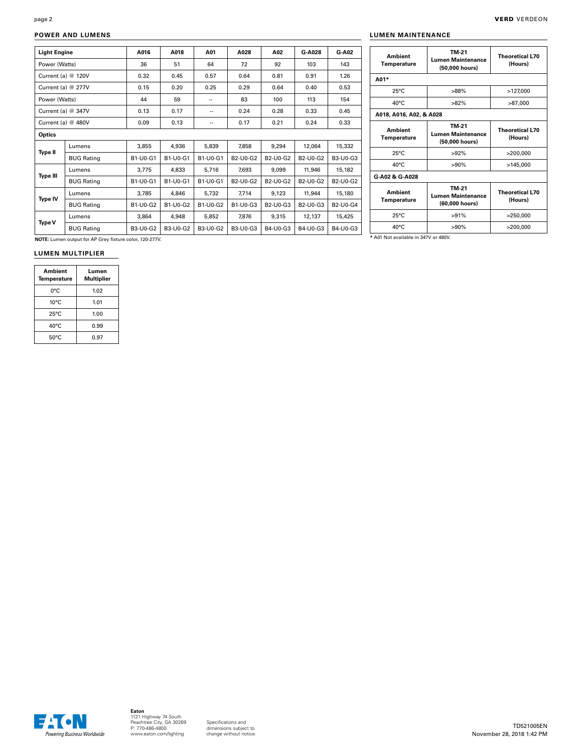## POWER AND LUMENS

| Light Engine | | A016 | A018 | A01 | A028 | A02 | G-A028 | G-A02 |
|---|---|---|---|---|---|---|---|---|
| Power (Watts) | | 36 | 51 | 64 | 72 | 92 | 103 | 143 |
| Current (a) @ 120V | | 0.32 | 0.45 | 0.57 | 0.64 | 0.81 | 0.91 | 1.26 |
| Current (a) @ 277V | | 0.15 | 0.20 | 0.25 | 0.29 | 0.64 | 0.40 | 0.53 |
| Power (Watts) | | 44 | 59 | -- | 83 | 100 | 113 | 154 |
| Current (a) @ 347V | | 0.13 | 0.17 | -- | 0.24 | 0.28 | 0.33 | 0.45 |
| Current (a) @ 480V | | 0.09 | 0.13 | -- | 0.17 | 0.21 | 0.24 | 0.33 |
| **Optics** | | | | | | | | |
| **Type II** | Lumens | 3,855 | 4,936 | 5,839 | 7,858 | 9,294 | 12,064 | 15,332 |
| | BUG Rating | B1-U0-G1 | B1-U0-G1 | B1-U0-G1 | B2-U0-G2 | B2-U0-G2 | B2-U0-G2 | B3-U0-G3 |
| **Type III** | Lumens | 3,775 | 4,833 | 5,716 | 7,693 | 9,099 | 11,946 | 15,182 |
| | BUG Rating | B1-U0-G1 | B1-U0-G1 | B1-U0-G1 | B2-U0-G2 | B2-U0-G2 | B2-U0-G2 | B2-U0-G2 |
| **Type IV** | Lumens | 3,785 | 4,846 | 5,732 | 7,714 | 9,123 | 11,944 | 15,180 |
| | BUG Rating | B1-U0-G2 | B1-U0-G2 | B1-U0-G2 | B1-U0-G3 | B2-U0-G3 | B2-U0-G3 | B2-U0-G4 |
| **Type V** | Lumens | 3,864 | 4,948 | 5,852 | 7,876 | 9,315 | 12,137 | 15,425 |
| | BUG Rating | B3-U0-G2 | B3-U0-G2 | B3-U0-G2 | B3-U0-G3 | B4-U0-G3 | B4-U0-G3 | B4-U0-G3 |

**NOTE:** Lumen output for AP Grey fixture color, 120-277V.

## LUMEN MULTIPLIER

| Ambient Temperature | Lumen Multiplier |
|---|---|
| 0°C | 1.02 |
| 10°C | 1.01 |
| 25°C | 1.00 |
| 40°C | 0.99 |
| 50°C | 0.97 |

## LUMEN MAINTENANCE

| Ambient Temperature | TM-21 Lumen Maintenance (50,000 hours) | Theoretical L70 (Hours) |
|---|---|---|
| **A01*** | | |
| 25°C | >88% | >127,000 |
| 40°C | >82% | >87,000 |
| **A018, A016, A02, & A028** | | |
| **Ambient Temperature** | **TM-21 Lumen Maintenance (50,000 hours)** | **Theoretical L70 (Hours)** |
| 25°C | >92% | >200,000 |
| 40°C | >90% | >145,000 |
| **G-A02 & G-A028** | | |
| **Ambient Temperature** | **TM-21 Lumen Maintenance (60,000 hours)** | **Theoretical L70 (Hours)** |
| 25°C | >91% | >250,000 |
| 40°C | >90% | >200,000 |

* A01 Not available in 347V or 480V.

Eaton
1121 Highway 74 South
Peachtree City, GA 30269
P: 770-486-4800
www.eaton.com/lighting

Specifications and dimensions subject to change without notice.

TD521005EN
November 28, 2018 1:42 PM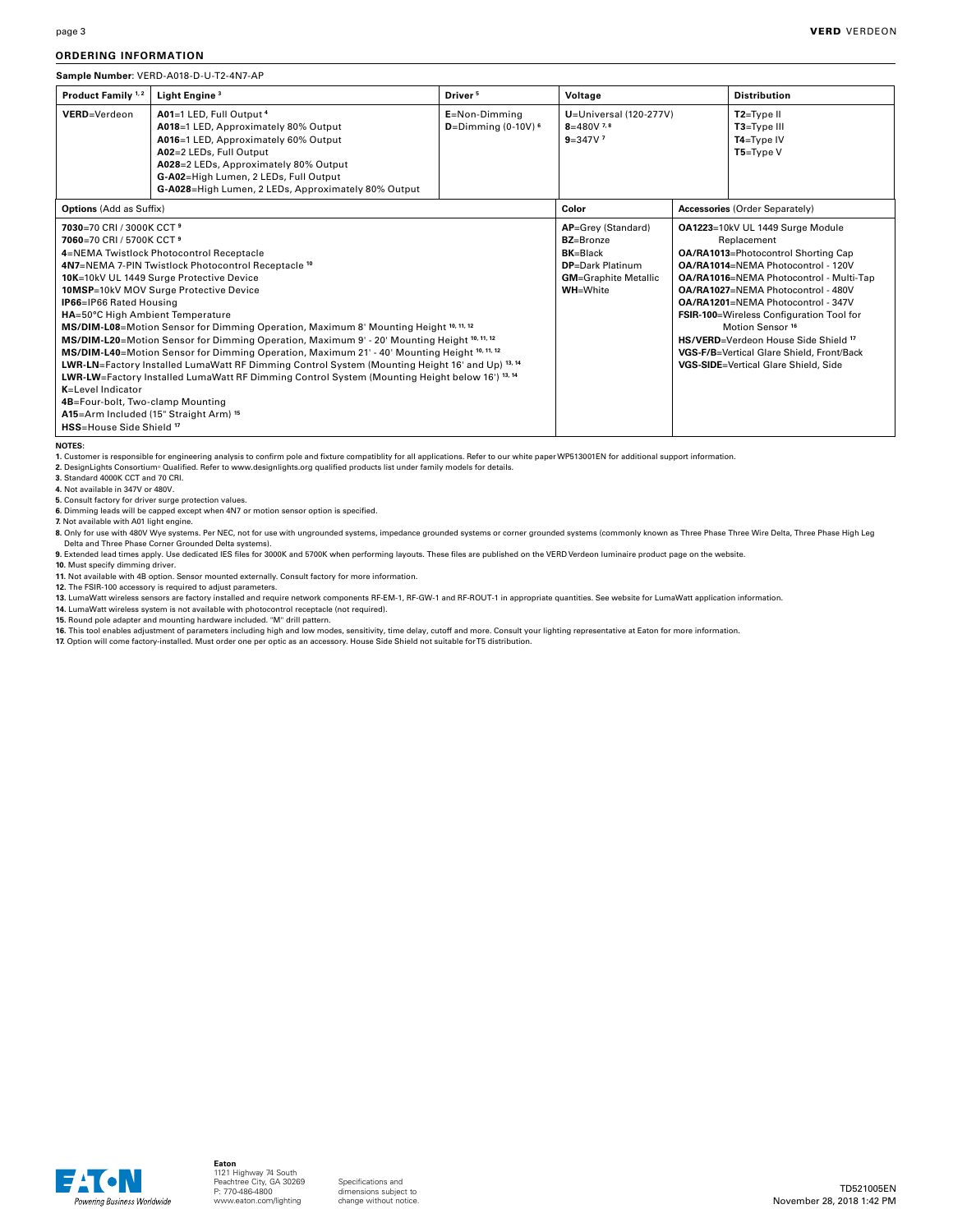## ORDERING INFORMATION

**Sample Number**: VERD-A018-D-U-T2-4N7-AP

| Product Family [1, 2] | Light Engine [3] | Driver [5] | Voltage | Distribution |
|---|---|---|---|---|
| **VERD**=Verdeon | **A01**=1 LED, Full Output [4]<br>**A018**=1 LED, Approximately 80% Output<br>**A016**=1 LED, Approximately 60% Output<br>**A02**=2 LEDs, Full Output<br>**A028**=2 LEDs, Approximately 80% Output<br>**G-A02**=High Lumen, 2 LEDs, Full Output<br>**G-A028**=High Lumen, 2 LEDs, Approximately 80% Output | **E**=Non-Dimming<br>**D**=Dimming (0-10V) [6] | **U**=Universal (120-277V)<br>**8**=480V [7, 8]<br>**9**=347V [7] | **T2**=Type II<br>**T3**=Type III<br>**T4**=Type IV<br>**T5**=Type V |

| Options (Add as Suffix) | Color | Accessories (Order Separately) |
|---|---|---|
| **7030**=70 CRI / 3000K CCT [9]<br>**7060**=70 CRI / 5700K CCT [9]<br>**4**=NEMA Twistlock Photocontrol Receptacle<br>**4N7**=NEMA 7-PIN Twistlock Photocontrol Receptacle [10]<br>**10K**=10kV UL 1449 Surge Protective Device<br>**10MSP**=10kV MOV Surge Protective Device<br>**IP66**=IP66 Rated Housing<br>**HA**=50°C High Ambient Temperature<br>**MS/DIM-L08**=Motion Sensor for Dimming Operation, Maximum 8' Mounting Height [10, 11, 12]<br>**MS/DIM-L20**=Motion Sensor for Dimming Operation, Maximum 9' - 20' Mounting Height [10, 11, 12]<br>**MS/DIM-L40**=Motion Sensor for Dimming Operation, Maximum 21' - 40' Mounting Height [10, 11, 12]<br>**LWR-LN**=Factory Installed LumaWatt RF Dimming Control System (Mounting Height 16' and Up) [13, 14]<br>**LWR-LW**=Factory Installed LumaWatt RF Dimming Control System (Mounting Height below 16') [13, 14]<br>**K**=Level Indicator<br>**4B**=Four-bolt, Two-clamp Mounting<br>**A15**=Arm Included (15" Straight Arm) [15]<br>**HSS**=House Side Shield [17] | **AP**=Grey (Standard)<br>**BZ**=Bronze<br>**BK**=Black<br>**DP**=Dark Platinum<br>**GM**=Graphite Metallic<br>**WH**=White | **OA1223**=10kV UL 1449 Surge Module Replacement<br>**OA/RA1013**=Photocontrol Shorting Cap<br>**OA/RA1014**=NEMA Photocontrol - 120V<br>**OA/RA1016**=NEMA Photocontrol - Multi-Tap<br>**OA/RA1027**=NEMA Photocontrol - 480V<br>**OA/RA1201**=NEMA Photocontrol - 347V<br>**FSIR-100**=Wireless Configuration Tool for Motion Sensor [16]<br>**HS/VERD**=Verdeon House Side Shield [17]<br>**VGS-F/B**=Vertical Glare Shield, Front/Back<br>**VGS-SIDE**=Vertical Glare Shield, Side |

**NOTES:**

1. Customer is responsible for engineering analysis to confirm pole and fixture compatiblity for all applications. Refer to our white paper WP513001EN for additional support information.
2. DesignLights Consortium® Qualified. Refer to www.designlights.org qualified products list under family models for details.
3. Standard 4000K CCT and 70 CRI.
4. Not available in 347V or 480V.
5. Consult factory for driver surge protection values.
6. Dimming leads will be capped except when 4N7 or motion sensor option is specified.
7. Not available with A01 light engine.
8. Only for use with 480V Wye systems. Per NEC, not for use with ungrounded systems, impedance grounded systems or corner grounded systems (commonly known as Three Phase Three Wire Delta, Three Phase High Leg Delta and Three Phase Corner Grounded Delta systems).
9. Extended lead times apply. Use dedicated IES files for 3000K and 5700K when performing layouts. These files are published on the VERD Verdeon luminaire product page on the website.
10. Must specify dimming driver.
11. Not available with 4B option. Sensor mounted externally. Consult factory for more information.
12. The FSIR-100 accessory is required to adjust parameters.
13. LumaWatt wireless sensors are factory installed and require network components RF-EM-1, RF-GW-1 and RF-ROUT-1 in appropriate quantities. See website for LumaWatt application information.
14. LumaWatt wireless system is not available with photocontrol receptacle (not required).
15. Round pole adapter and mounting hardware included. "M" drill pattern.
16. This tool enables adjustment of parameters including high and low modes, sensitivity, time delay, cutoff and more. Consult your lighting representative at Eaton for more information.
17. Option will come factory-installed. Must order one per optic as an accessory. House Side Shield not suitable for T5 distribution.

**Eaton**
1121 Highway 74 South
Peachtree City, GA 30269
P: 770-486-4800
www.eaton.com/lighting

Specifications and dimensions subject to change without notice.

TD521005EN
November 28, 2018 1:42 PM